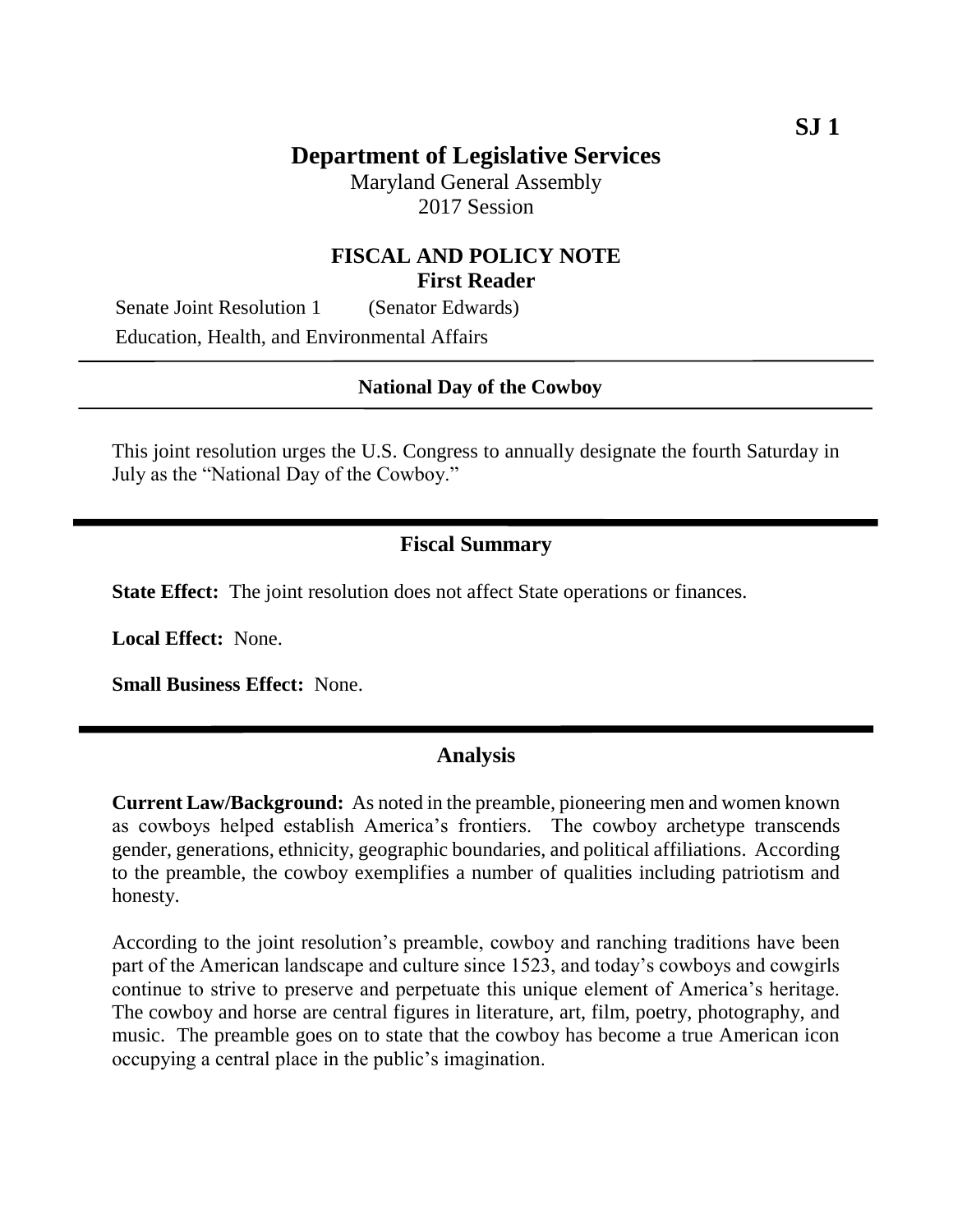**SJ 1**

# Department of Legislative Services

Maryland General Assembly
2017 Session

## FISCAL AND POLICY NOTE
**First Reader**

Senate Joint Resolution 1 (Senator Edwards)
Education, Health, and Environmental Affairs

---

**National Day of the Cowboy**

---

This joint resolution urges the U.S. Congress to annually designate the fourth Saturday in July as the "National Day of the Cowboy."

---

## Fiscal Summary

**State Effect:** The joint resolution does not affect State operations or finances.

**Local Effect:** None.

**Small Business Effect:** None.

---

## Analysis

**Current Law/Background:** As noted in the preamble, pioneering men and women known as cowboys helped establish America's frontiers. The cowboy archetype transcends gender, generations, ethnicity, geographic boundaries, and political affiliations. According to the preamble, the cowboy exemplifies a number of qualities including patriotism and honesty.

According to the joint resolution's preamble, cowboy and ranching traditions have been part of the American landscape and culture since 1523, and today's cowboys and cowgirls continue to strive to preserve and perpetuate this unique element of America's heritage. The cowboy and horse are central figures in literature, art, film, poetry, photography, and music. The preamble goes on to state that the cowboy has become a true American icon occupying a central place in the public's imagination.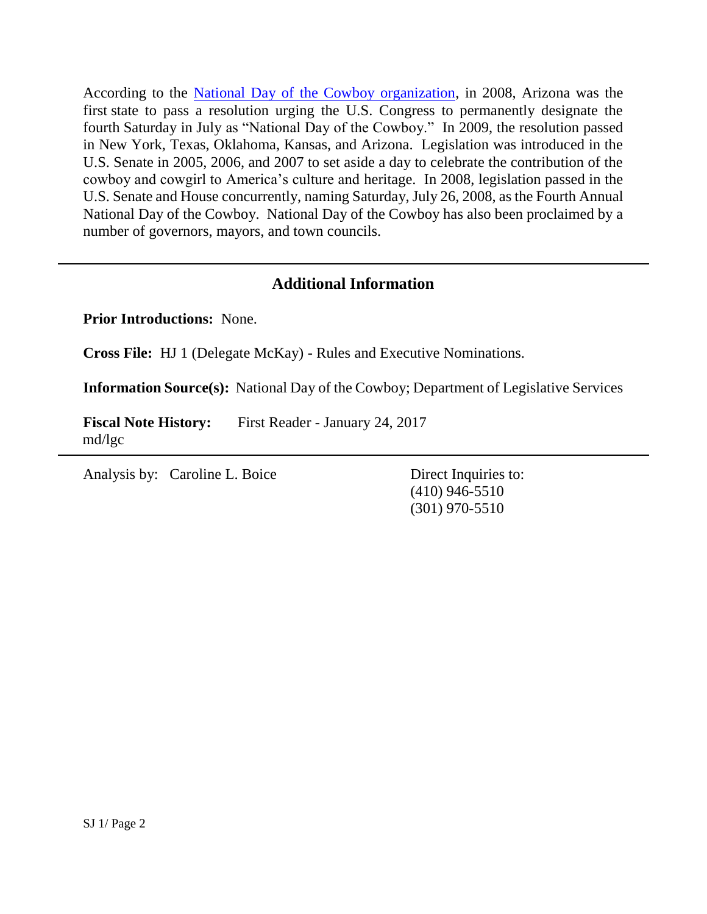According to the [National Day of the Cowboy organization](), in 2008, Arizona was the first state to pass a resolution urging the U.S. Congress to permanently designate the fourth Saturday in July as "National Day of the Cowboy." In 2009, the resolution passed in New York, Texas, Oklahoma, Kansas, and Arizona. Legislation was introduced in the U.S. Senate in 2005, 2006, and 2007 to set aside a day to celebrate the contribution of the cowboy and cowgirl to America's culture and heritage. In 2008, legislation passed in the U.S. Senate and House concurrently, naming Saturday, July 26, 2008, as the Fourth Annual National Day of the Cowboy. National Day of the Cowboy has also been proclaimed by a number of governors, mayors, and town councils.

---

## Additional Information

**Prior Introductions:** None.

**Cross File:** HJ 1 (Delegate McKay) - Rules and Executive Nominations.

**Information Source(s):** National Day of the Cowboy; Department of Legislative Services

**Fiscal Note History:** First Reader - January 24, 2017
md/lgc

---

Analysis by: Caroline L. Boice

Direct Inquiries to:
(410) 946-5510
(301) 970-5510